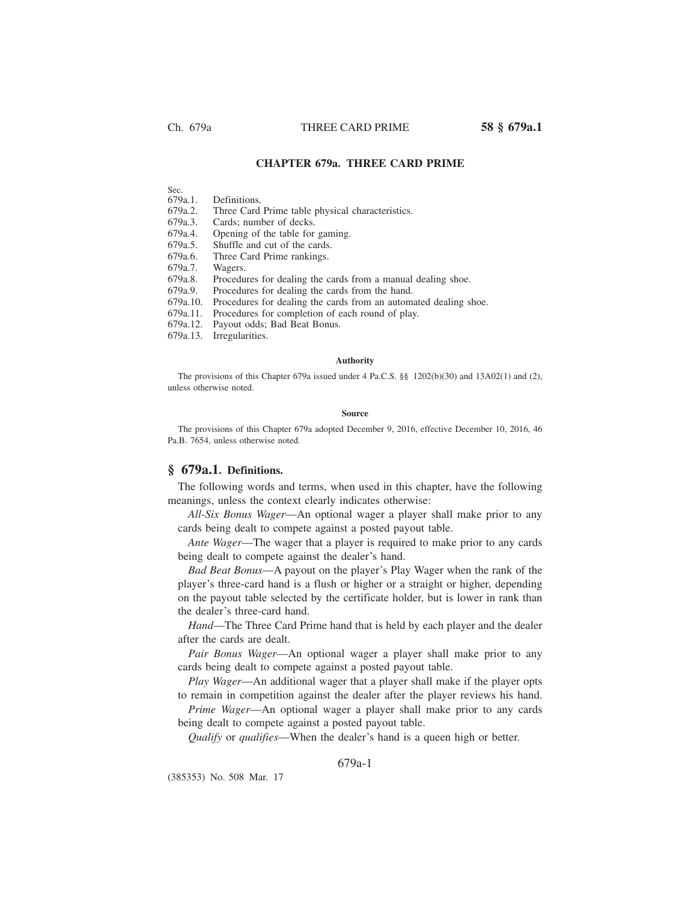# CHAPTER 679a. THREE CARD PRIME

Sec.
679a.1. Definitions.
679a.2. Three Card Prime table physical characteristics.
679a.3. Cards; number of decks.
679a.4. Opening of the table for gaming.
679a.5. Shuffle and cut of the cards.
679a.6. Three Card Prime rankings.
679a.7. Wagers.
679a.8. Procedures for dealing the cards from a manual dealing shoe.
679a.9. Procedures for dealing the cards from the hand.
679a.10. Procedures for dealing the cards from an automated dealing shoe.
679a.11. Procedures for completion of each round of play.
679a.12. Payout odds; Bad Beat Bonus.
679a.13. Irregularities.

#### Authority

The provisions of this Chapter 679a issued under 4 Pa.C.S. §§ 1202(b)(30) and 13A02(1) and (2), unless otherwise noted.

#### Source

The provisions of this Chapter 679a adopted December 9, 2016, effective December 10, 2016, 46 Pa.B. 7654, unless otherwise noted.

## § 679a.1. Definitions.

The following words and terms, when used in this chapter, have the following meanings, unless the context clearly indicates otherwise:

*All-Six Bonus Wager*—An optional wager a player shall make prior to any cards being dealt to compete against a posted payout table.

*Ante Wager*—The wager that a player is required to make prior to any cards being dealt to compete against the dealer's hand.

*Bad Beat Bonus*—A payout on the player's Play Wager when the rank of the player's three-card hand is a flush or higher or a straight or higher, depending on the payout table selected by the certificate holder, but is lower in rank than the dealer's three-card hand.

*Hand*—The Three Card Prime hand that is held by each player and the dealer after the cards are dealt.

*Pair Bonus Wager*—An optional wager a player shall make prior to any cards being dealt to compete against a posted payout table.

*Play Wager*—An additional wager that a player shall make if the player opts to remain in competition against the dealer after the player reviews his hand.

*Prime Wager*—An optional wager a player shall make prior to any cards being dealt to compete against a posted payout table.

*Qualify* or *qualifies*—When the dealer's hand is a queen high or better.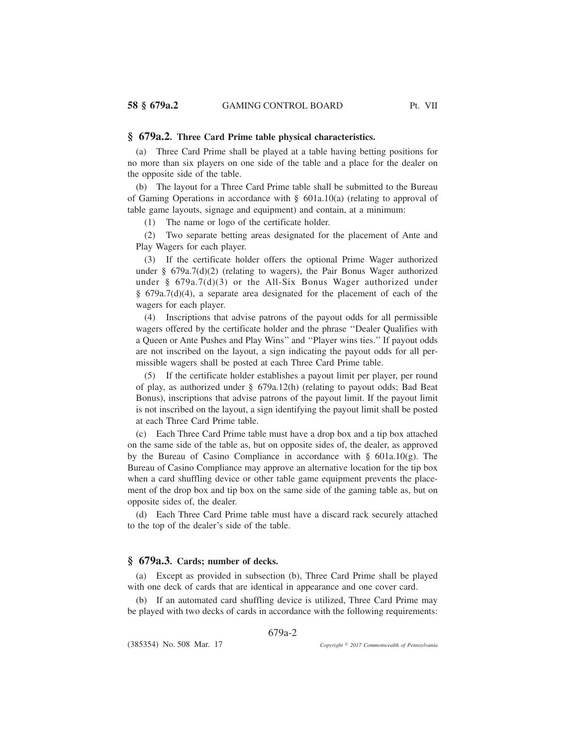## § 679a.2. Three Card Prime table physical characteristics.

(a) Three Card Prime shall be played at a table having betting positions for no more than six players on one side of the table and a place for the dealer on the opposite side of the table.

(b) The layout for a Three Card Prime table shall be submitted to the Bureau of Gaming Operations in accordance with § 601a.10(a) (relating to approval of table game layouts, signage and equipment) and contain, at a minimum:

(1) The name or logo of the certificate holder.

(2) Two separate betting areas designated for the placement of Ante and Play Wagers for each player.

(3) If the certificate holder offers the optional Prime Wager authorized under § 679a.7(d)(2) (relating to wagers), the Pair Bonus Wager authorized under § 679a.7(d)(3) or the All-Six Bonus Wager authorized under § 679a.7(d)(4), a separate area designated for the placement of each of the wagers for each player.

(4) Inscriptions that advise patrons of the payout odds for all permissible wagers offered by the certificate holder and the phrase ''Dealer Qualifies with a Queen or Ante Pushes and Play Wins'' and ''Player wins ties.'' If payout odds are not inscribed on the layout, a sign indicating the payout odds for all permissible wagers shall be posted at each Three Card Prime table.

(5) If the certificate holder establishes a payout limit per player, per round of play, as authorized under § 679a.12(h) (relating to payout odds; Bad Beat Bonus), inscriptions that advise patrons of the payout limit. If the payout limit is not inscribed on the layout, a sign identifying the payout limit shall be posted at each Three Card Prime table.

(c) Each Three Card Prime table must have a drop box and a tip box attached on the same side of the table as, but on opposite sides of, the dealer, as approved by the Bureau of Casino Compliance in accordance with § 601a.10(g). The Bureau of Casino Compliance may approve an alternative location for the tip box when a card shuffling device or other table game equipment prevents the placement of the drop box and tip box on the same side of the gaming table as, but on opposite sides of, the dealer.

(d) Each Three Card Prime table must have a discard rack securely attached to the top of the dealer's side of the table.

## § 679a.3. Cards; number of decks.

(a) Except as provided in subsection (b), Three Card Prime shall be played with one deck of cards that are identical in appearance and one cover card.

(b) If an automated card shuffling device is utilized, Three Card Prime may be played with two decks of cards in accordance with the following requirements: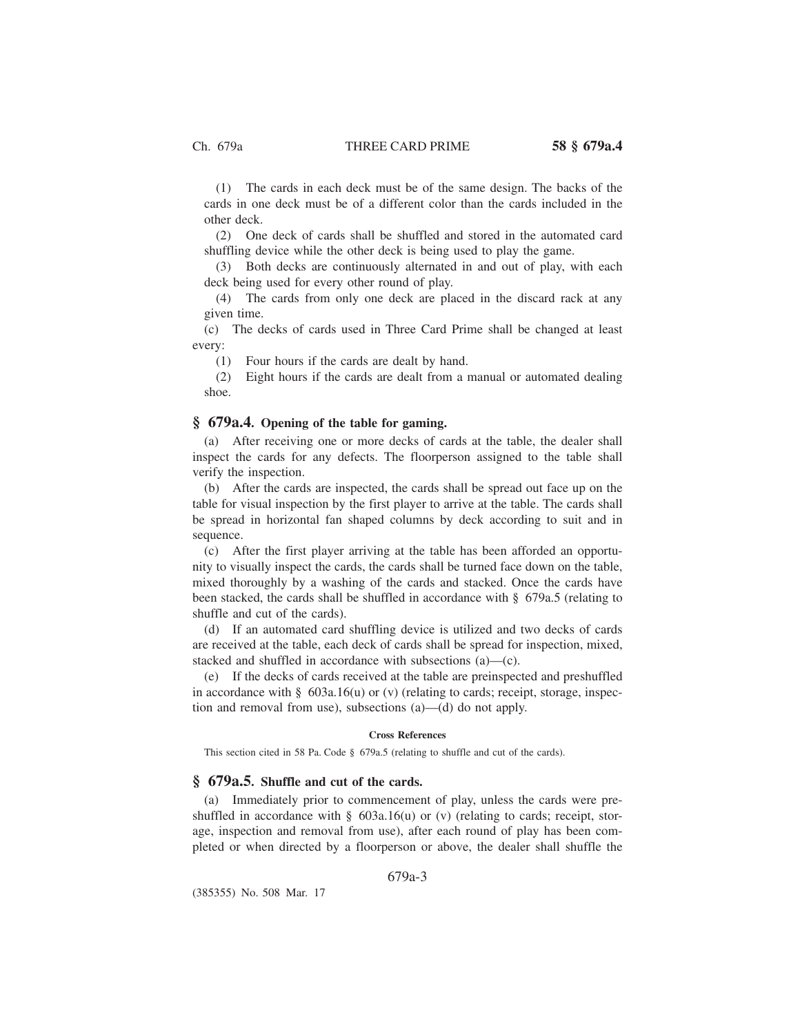(1) The cards in each deck must be of the same design. The backs of the cards in one deck must be of a different color than the cards included in the other deck.

(2) One deck of cards shall be shuffled and stored in the automated card shuffling device while the other deck is being used to play the game.

(3) Both decks are continuously alternated in and out of play, with each deck being used for every other round of play.

(4) The cards from only one deck are placed in the discard rack at any given time.

(c) The decks of cards used in Three Card Prime shall be changed at least every:

(1) Four hours if the cards are dealt by hand.

(2) Eight hours if the cards are dealt from a manual or automated dealing shoe.

## § 679a.4. Opening of the table for gaming.

(a) After receiving one or more decks of cards at the table, the dealer shall inspect the cards for any defects. The floorperson assigned to the table shall verify the inspection.

(b) After the cards are inspected, the cards shall be spread out face up on the table for visual inspection by the first player to arrive at the table. The cards shall be spread in horizontal fan shaped columns by deck according to suit and in sequence.

(c) After the first player arriving at the table has been afforded an opportunity to visually inspect the cards, the cards shall be turned face down on the table, mixed thoroughly by a washing of the cards and stacked. Once the cards have been stacked, the cards shall be shuffled in accordance with § 679a.5 (relating to shuffle and cut of the cards).

(d) If an automated card shuffling device is utilized and two decks of cards are received at the table, each deck of cards shall be spread for inspection, mixed, stacked and shuffled in accordance with subsections (a)—(c).

(e) If the decks of cards received at the table are preinspected and preshuffled in accordance with § 603a.16(u) or (v) (relating to cards; receipt, storage, inspection and removal from use), subsections (a)—(d) do not apply.

**Cross References**

This section cited in 58 Pa. Code § 679a.5 (relating to shuffle and cut of the cards).

## § 679a.5. Shuffle and cut of the cards.

(a) Immediately prior to commencement of play, unless the cards were preshuffled in accordance with § 603a.16(u) or (v) (relating to cards; receipt, storage, inspection and removal from use), after each round of play has been completed or when directed by a floorperson or above, the dealer shall shuffle the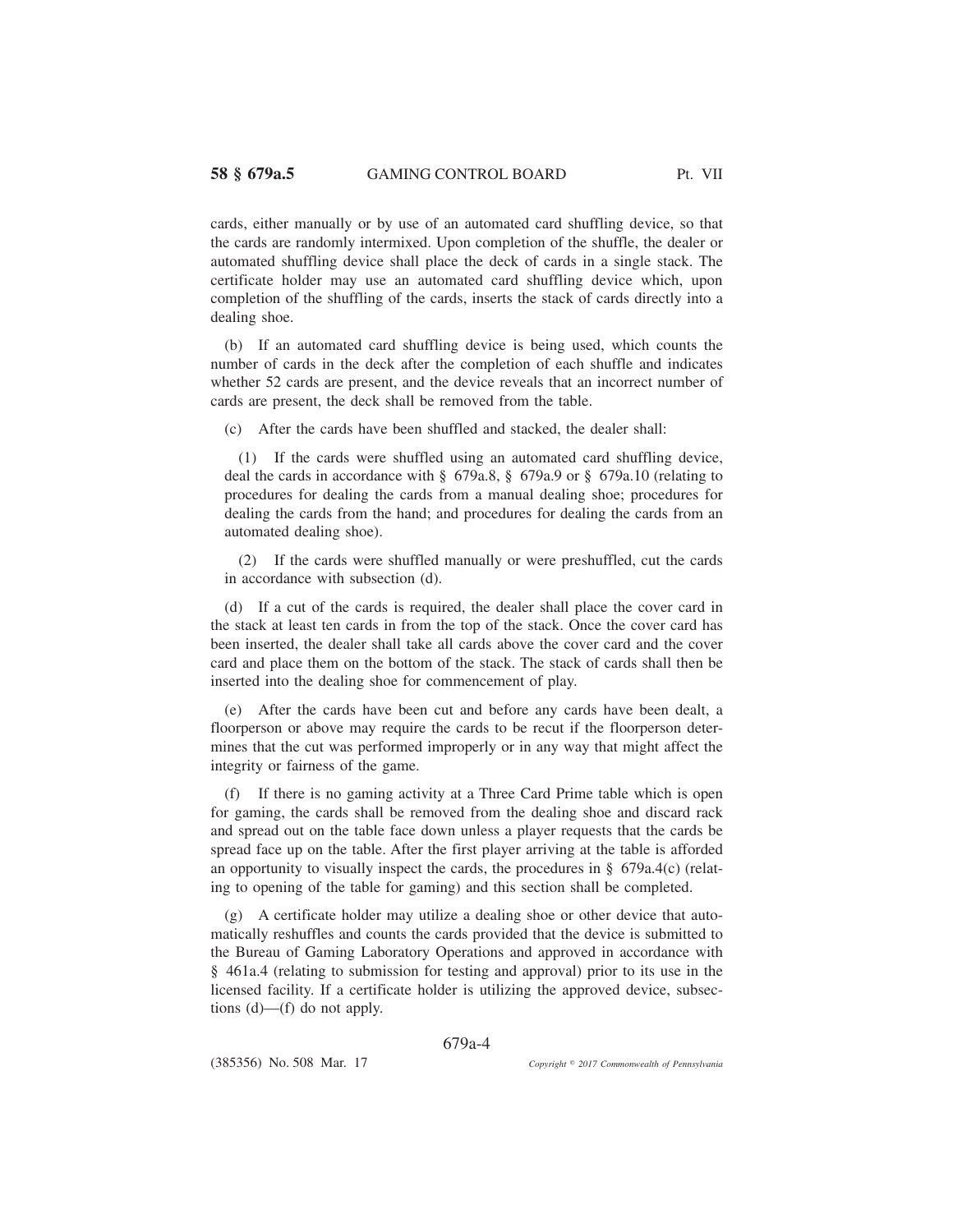cards, either manually or by use of an automated card shuffling device, so that the cards are randomly intermixed. Upon completion of the shuffle, the dealer or automated shuffling device shall place the deck of cards in a single stack. The certificate holder may use an automated card shuffling device which, upon completion of the shuffling of the cards, inserts the stack of cards directly into a dealing shoe.

(b) If an automated card shuffling device is being used, which counts the number of cards in the deck after the completion of each shuffle and indicates whether 52 cards are present, and the device reveals that an incorrect number of cards are present, the deck shall be removed from the table.

(c) After the cards have been shuffled and stacked, the dealer shall:

(1) If the cards were shuffled using an automated card shuffling device, deal the cards in accordance with § 679a.8, § 679a.9 or § 679a.10 (relating to procedures for dealing the cards from a manual dealing shoe; procedures for dealing the cards from the hand; and procedures for dealing the cards from an automated dealing shoe).

(2) If the cards were shuffled manually or were preshuffled, cut the cards in accordance with subsection (d).

(d) If a cut of the cards is required, the dealer shall place the cover card in the stack at least ten cards in from the top of the stack. Once the cover card has been inserted, the dealer shall take all cards above the cover card and the cover card and place them on the bottom of the stack. The stack of cards shall then be inserted into the dealing shoe for commencement of play.

(e) After the cards have been cut and before any cards have been dealt, a floorperson or above may require the cards to be recut if the floorperson determines that the cut was performed improperly or in any way that might affect the integrity or fairness of the game.

(f) If there is no gaming activity at a Three Card Prime table which is open for gaming, the cards shall be removed from the dealing shoe and discard rack and spread out on the table face down unless a player requests that the cards be spread face up on the table. After the first player arriving at the table is afforded an opportunity to visually inspect the cards, the procedures in § 679a.4(c) (relating to opening of the table for gaming) and this section shall be completed.

(g) A certificate holder may utilize a dealing shoe or other device that automatically reshuffles and counts the cards provided that the device is submitted to the Bureau of Gaming Laboratory Operations and approved in accordance with § 461a.4 (relating to submission for testing and approval) prior to its use in the licensed facility. If a certificate holder is utilizing the approved device, subsections (d)—(f) do not apply.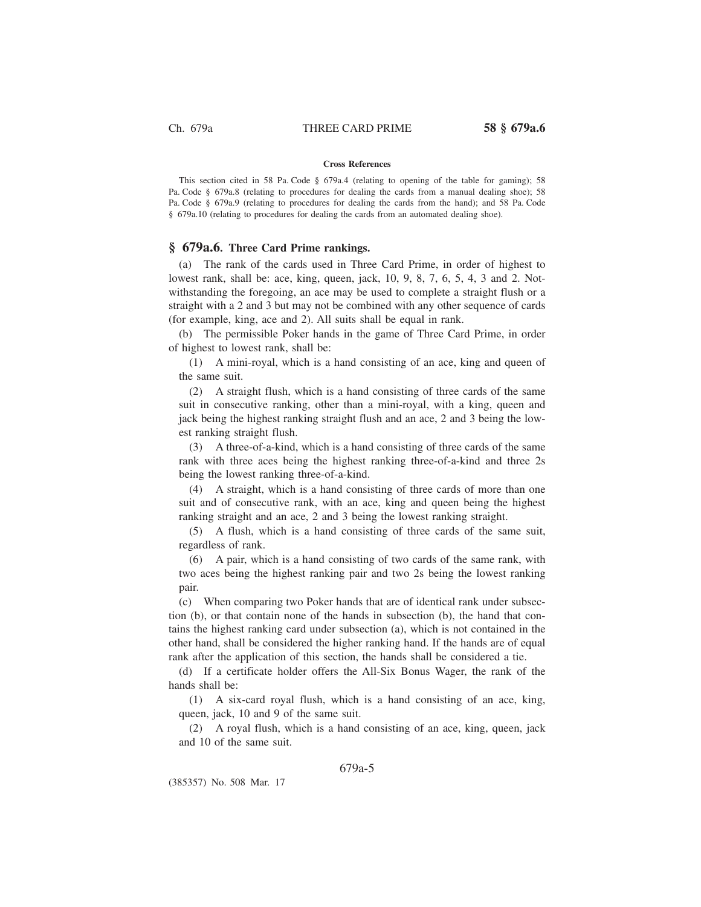**Cross References**

This section cited in 58 Pa. Code § 679a.4 (relating to opening of the table for gaming); 58 Pa. Code § 679a.8 (relating to procedures for dealing the cards from a manual dealing shoe); 58 Pa. Code § 679a.9 (relating to procedures for dealing the cards from the hand); and 58 Pa. Code § 679a.10 (relating to procedures for dealing the cards from an automated dealing shoe).

## § 679a.6. Three Card Prime rankings.

(a) The rank of the cards used in Three Card Prime, in order of highest to lowest rank, shall be: ace, king, queen, jack, 10, 9, 8, 7, 6, 5, 4, 3 and 2. Notwithstanding the foregoing, an ace may be used to complete a straight flush or a straight with a 2 and 3 but may not be combined with any other sequence of cards (for example, king, ace and 2). All suits shall be equal in rank.

(b) The permissible Poker hands in the game of Three Card Prime, in order of highest to lowest rank, shall be:

(1) A mini-royal, which is a hand consisting of an ace, king and queen of the same suit.

(2) A straight flush, which is a hand consisting of three cards of the same suit in consecutive ranking, other than a mini-royal, with a king, queen and jack being the highest ranking straight flush and an ace, 2 and 3 being the lowest ranking straight flush.

(3) A three-of-a-kind, which is a hand consisting of three cards of the same rank with three aces being the highest ranking three-of-a-kind and three 2s being the lowest ranking three-of-a-kind.

(4) A straight, which is a hand consisting of three cards of more than one suit and of consecutive rank, with an ace, king and queen being the highest ranking straight and an ace, 2 and 3 being the lowest ranking straight.

(5) A flush, which is a hand consisting of three cards of the same suit, regardless of rank.

(6) A pair, which is a hand consisting of two cards of the same rank, with two aces being the highest ranking pair and two 2s being the lowest ranking pair.

(c) When comparing two Poker hands that are of identical rank under subsection (b), or that contain none of the hands in subsection (b), the hand that contains the highest ranking card under subsection (a), which is not contained in the other hand, shall be considered the higher ranking hand. If the hands are of equal rank after the application of this section, the hands shall be considered a tie.

(d) If a certificate holder offers the All-Six Bonus Wager, the rank of the hands shall be:

(1) A six-card royal flush, which is a hand consisting of an ace, king, queen, jack, 10 and 9 of the same suit.

(2) A royal flush, which is a hand consisting of an ace, king, queen, jack and 10 of the same suit.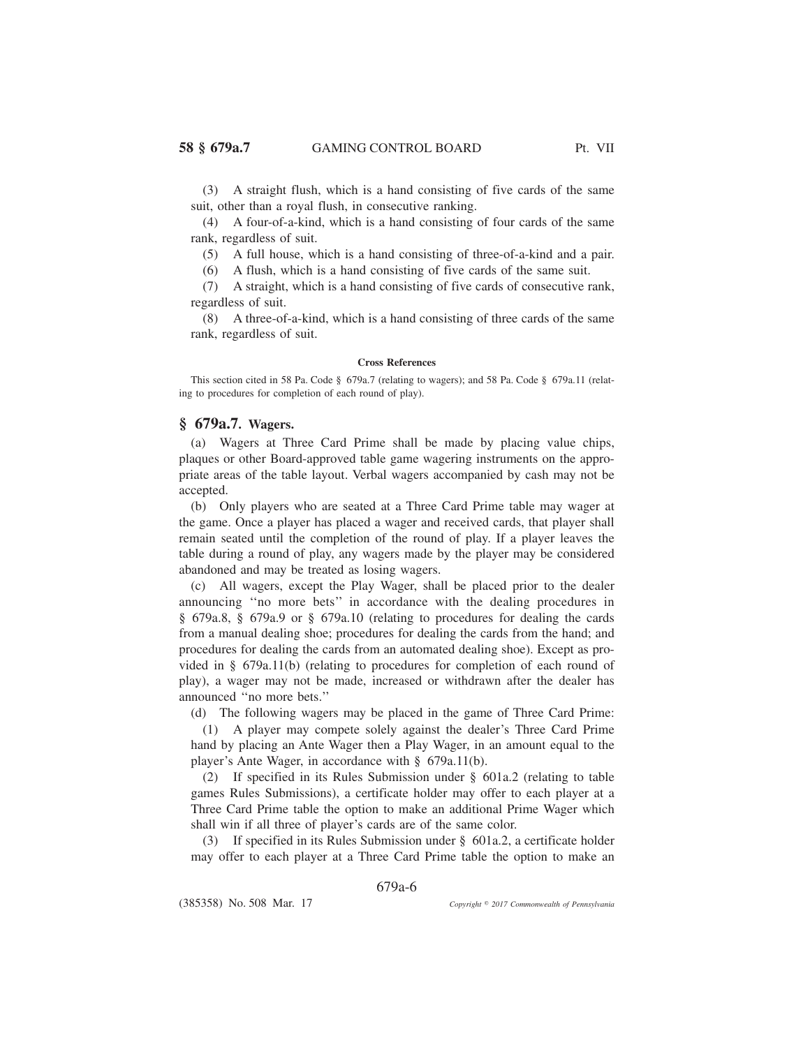(3) A straight flush, which is a hand consisting of five cards of the same suit, other than a royal flush, in consecutive ranking.

(4) A four-of-a-kind, which is a hand consisting of four cards of the same rank, regardless of suit.

(5) A full house, which is a hand consisting of three-of-a-kind and a pair.

(6) A flush, which is a hand consisting of five cards of the same suit.

(7) A straight, which is a hand consisting of five cards of consecutive rank, regardless of suit.

(8) A three-of-a-kind, which is a hand consisting of three cards of the same rank, regardless of suit.

#### Cross References

This section cited in 58 Pa. Code § 679a.7 (relating to wagers); and 58 Pa. Code § 679a.11 (relating to procedures for completion of each round of play).

## § 679a.7. Wagers.

(a) Wagers at Three Card Prime shall be made by placing value chips, plaques or other Board-approved table game wagering instruments on the appropriate areas of the table layout. Verbal wagers accompanied by cash may not be accepted.

(b) Only players who are seated at a Three Card Prime table may wager at the game. Once a player has placed a wager and received cards, that player shall remain seated until the completion of the round of play. If a player leaves the table during a round of play, any wagers made by the player may be considered abandoned and may be treated as losing wagers.

(c) All wagers, except the Play Wager, shall be placed prior to the dealer announcing ''no more bets'' in accordance with the dealing procedures in § 679a.8, § 679a.9 or § 679a.10 (relating to procedures for dealing the cards from a manual dealing shoe; procedures for dealing the cards from the hand; and procedures for dealing the cards from an automated dealing shoe). Except as provided in § 679a.11(b) (relating to procedures for completion of each round of play), a wager may not be made, increased or withdrawn after the dealer has announced ''no more bets.''

(d) The following wagers may be placed in the game of Three Card Prime:

(1) A player may compete solely against the dealer's Three Card Prime hand by placing an Ante Wager then a Play Wager, in an amount equal to the player's Ante Wager, in accordance with § 679a.11(b).

(2) If specified in its Rules Submission under § 601a.2 (relating to table games Rules Submissions), a certificate holder may offer to each player at a Three Card Prime table the option to make an additional Prime Wager which shall win if all three of player's cards are of the same color.

(3) If specified in its Rules Submission under § 601a.2, a certificate holder may offer to each player at a Three Card Prime table the option to make an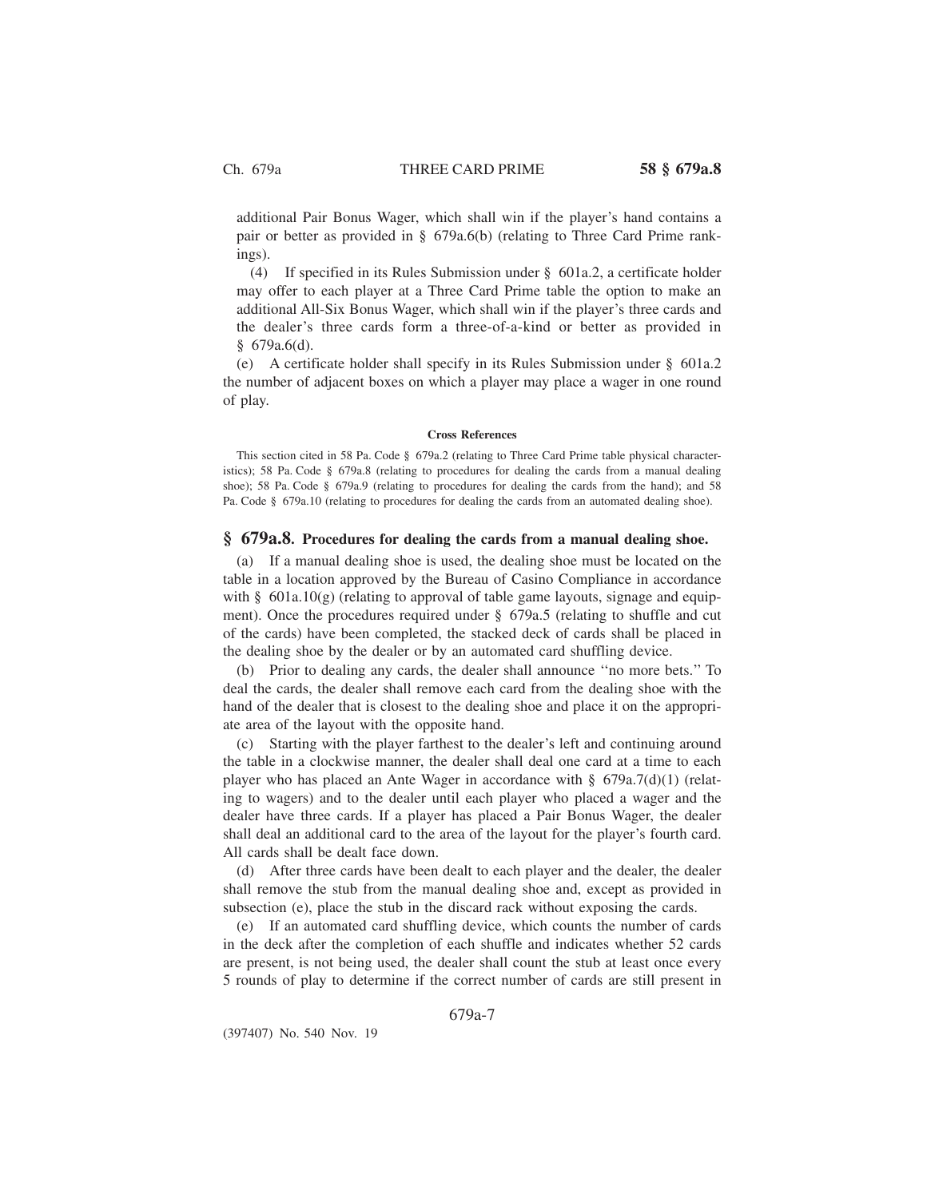additional Pair Bonus Wager, which shall win if the player's hand contains a pair or better as provided in § 679a.6(b) (relating to Three Card Prime rankings).

(4) If specified in its Rules Submission under § 601a.2, a certificate holder may offer to each player at a Three Card Prime table the option to make an additional All-Six Bonus Wager, which shall win if the player's three cards and the dealer's three cards form a three-of-a-kind or better as provided in § 679a.6(d).

(e) A certificate holder shall specify in its Rules Submission under § 601a.2 the number of adjacent boxes on which a player may place a wager in one round of play.

#### Cross References

This section cited in 58 Pa. Code § 679a.2 (relating to Three Card Prime table physical characteristics); 58 Pa. Code § 679a.8 (relating to procedures for dealing the cards from a manual dealing shoe); 58 Pa. Code § 679a.9 (relating to procedures for dealing the cards from the hand); and 58 Pa. Code § 679a.10 (relating to procedures for dealing the cards from an automated dealing shoe).

## § 679a.8. Procedures for dealing the cards from a manual dealing shoe.

(a) If a manual dealing shoe is used, the dealing shoe must be located on the table in a location approved by the Bureau of Casino Compliance in accordance with § 601a.10(g) (relating to approval of table game layouts, signage and equipment). Once the procedures required under § 679a.5 (relating to shuffle and cut of the cards) have been completed, the stacked deck of cards shall be placed in the dealing shoe by the dealer or by an automated card shuffling device.

(b) Prior to dealing any cards, the dealer shall announce ''no more bets.'' To deal the cards, the dealer shall remove each card from the dealing shoe with the hand of the dealer that is closest to the dealing shoe and place it on the appropriate area of the layout with the opposite hand.

(c) Starting with the player farthest to the dealer's left and continuing around the table in a clockwise manner, the dealer shall deal one card at a time to each player who has placed an Ante Wager in accordance with § 679a.7(d)(1) (relating to wagers) and to the dealer until each player who placed a wager and the dealer have three cards. If a player has placed a Pair Bonus Wager, the dealer shall deal an additional card to the area of the layout for the player's fourth card. All cards shall be dealt face down.

(d) After three cards have been dealt to each player and the dealer, the dealer shall remove the stub from the manual dealing shoe and, except as provided in subsection (e), place the stub in the discard rack without exposing the cards.

(e) If an automated card shuffling device, which counts the number of cards in the deck after the completion of each shuffle and indicates whether 52 cards are present, is not being used, the dealer shall count the stub at least once every 5 rounds of play to determine if the correct number of cards are still present in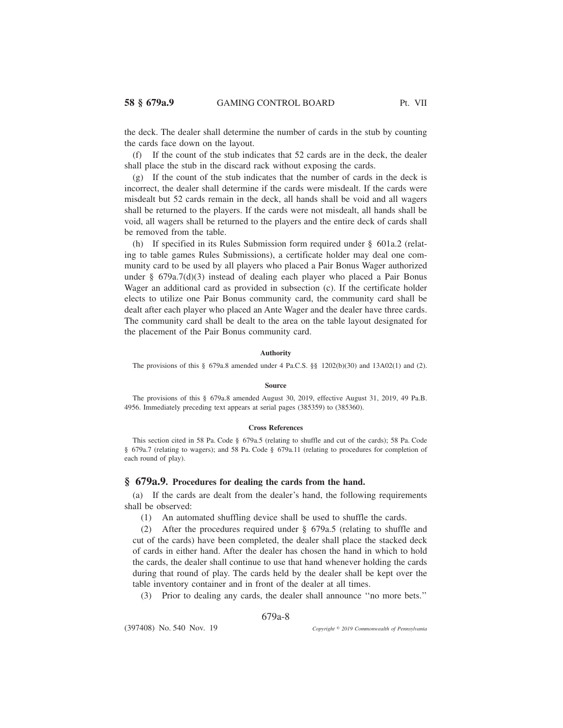the deck. The dealer shall determine the number of cards in the stub by counting the cards face down on the layout.

(f) If the count of the stub indicates that 52 cards are in the deck, the dealer shall place the stub in the discard rack without exposing the cards.

(g) If the count of the stub indicates that the number of cards in the deck is incorrect, the dealer shall determine if the cards were misdealt. If the cards were misdealt but 52 cards remain in the deck, all hands shall be void and all wagers shall be returned to the players. If the cards were not misdealt, all hands shall be void, all wagers shall be returned to the players and the entire deck of cards shall be removed from the table.

(h) If specified in its Rules Submission form required under § 601a.2 (relating to table games Rules Submissions), a certificate holder may deal one community card to be used by all players who placed a Pair Bonus Wager authorized under § 679a.7(d)(3) instead of dealing each player who placed a Pair Bonus Wager an additional card as provided in subsection (c). If the certificate holder elects to utilize one Pair Bonus community card, the community card shall be dealt after each player who placed an Ante Wager and the dealer have three cards. The community card shall be dealt to the area on the table layout designated for the placement of the Pair Bonus community card.

#### Authority

The provisions of this § 679a.8 amended under 4 Pa.C.S. §§ 1202(b)(30) and 13A02(1) and (2).

#### Source

The provisions of this § 679a.8 amended August 30, 2019, effective August 31, 2019, 49 Pa.B. 4956. Immediately preceding text appears at serial pages (385359) to (385360).

#### Cross References

This section cited in 58 Pa. Code § 679a.5 (relating to shuffle and cut of the cards); 58 Pa. Code § 679a.7 (relating to wagers); and 58 Pa. Code § 679a.11 (relating to procedures for completion of each round of play).

## § 679a.9. Procedures for dealing the cards from the hand.

(a) If the cards are dealt from the dealer's hand, the following requirements shall be observed:

(1) An automated shuffling device shall be used to shuffle the cards.

(2) After the procedures required under § 679a.5 (relating to shuffle and cut of the cards) have been completed, the dealer shall place the stacked deck of cards in either hand. After the dealer has chosen the hand in which to hold the cards, the dealer shall continue to use that hand whenever holding the cards during that round of play. The cards held by the dealer shall be kept over the table inventory container and in front of the dealer at all times.

(3) Prior to dealing any cards, the dealer shall announce "no more bets."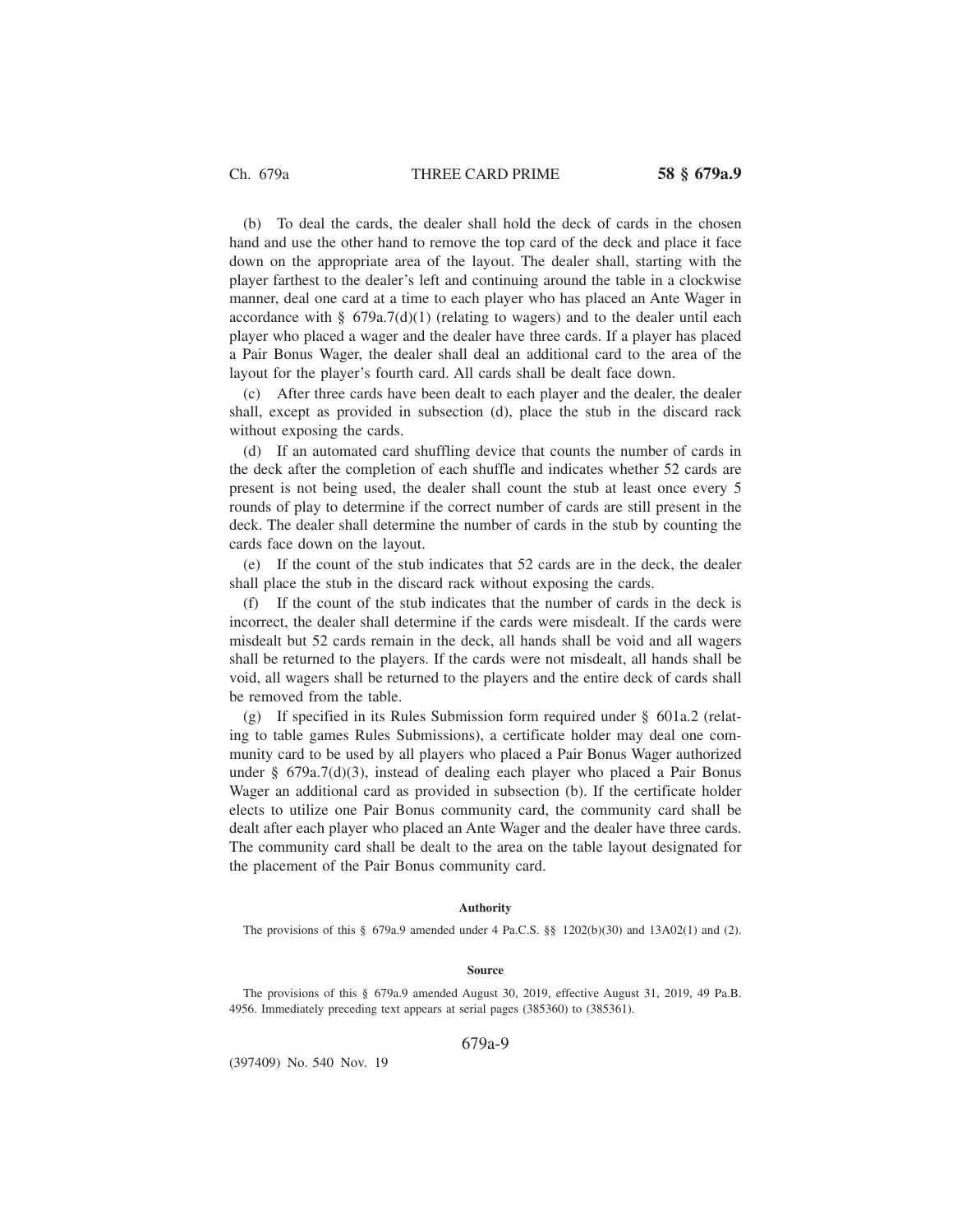(b) To deal the cards, the dealer shall hold the deck of cards in the chosen hand and use the other hand to remove the top card of the deck and place it face down on the appropriate area of the layout. The dealer shall, starting with the player farthest to the dealer's left and continuing around the table in a clockwise manner, deal one card at a time to each player who has placed an Ante Wager in accordance with § 679a.7(d)(1) (relating to wagers) and to the dealer until each player who placed a wager and the dealer have three cards. If a player has placed a Pair Bonus Wager, the dealer shall deal an additional card to the area of the layout for the player's fourth card. All cards shall be dealt face down.

(c) After three cards have been dealt to each player and the dealer, the dealer shall, except as provided in subsection (d), place the stub in the discard rack without exposing the cards.

(d) If an automated card shuffling device that counts the number of cards in the deck after the completion of each shuffle and indicates whether 52 cards are present is not being used, the dealer shall count the stub at least once every 5 rounds of play to determine if the correct number of cards are still present in the deck. The dealer shall determine the number of cards in the stub by counting the cards face down on the layout.

(e) If the count of the stub indicates that 52 cards are in the deck, the dealer shall place the stub in the discard rack without exposing the cards.

(f) If the count of the stub indicates that the number of cards in the deck is incorrect, the dealer shall determine if the cards were misdealt. If the cards were misdealt but 52 cards remain in the deck, all hands shall be void and all wagers shall be returned to the players. If the cards were not misdealt, all hands shall be void, all wagers shall be returned to the players and the entire deck of cards shall be removed from the table.

(g) If specified in its Rules Submission form required under § 601a.2 (relating to table games Rules Submissions), a certificate holder may deal one community card to be used by all players who placed a Pair Bonus Wager authorized under § 679a.7(d)(3), instead of dealing each player who placed a Pair Bonus Wager an additional card as provided in subsection (b). If the certificate holder elects to utilize one Pair Bonus community card, the community card shall be dealt after each player who placed an Ante Wager and the dealer have three cards. The community card shall be dealt to the area on the table layout designated for the placement of the Pair Bonus community card.

**Authority**

The provisions of this § 679a.9 amended under 4 Pa.C.S. §§ 1202(b)(30) and 13A02(1) and (2).

**Source**

The provisions of this § 679a.9 amended August 30, 2019, effective August 31, 2019, 49 Pa.B. 4956. Immediately preceding text appears at serial pages (385360) to (385361).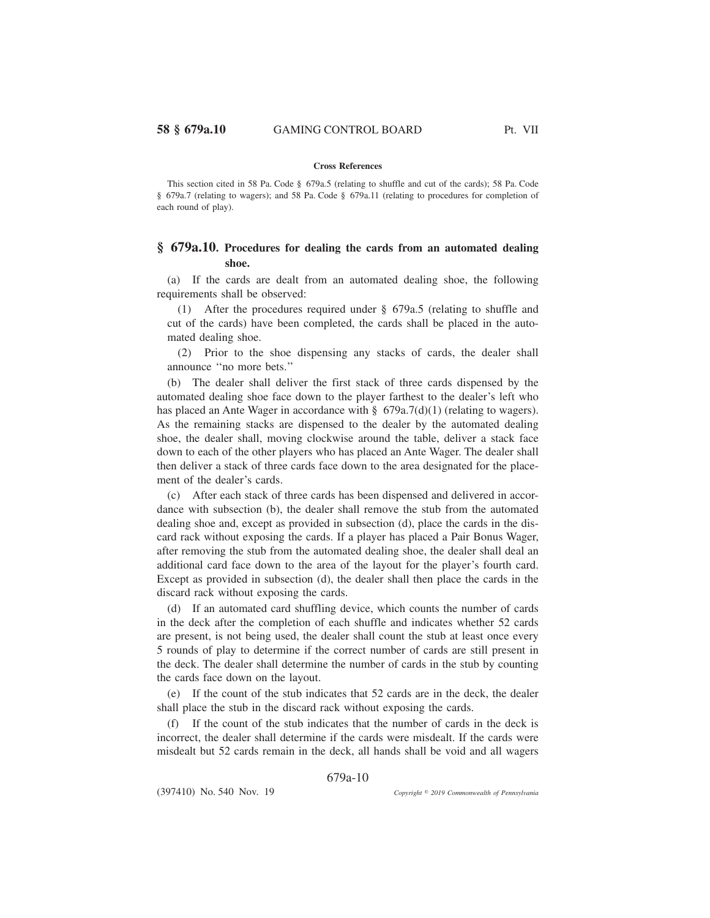**Cross References**

This section cited in 58 Pa. Code § 679a.5 (relating to shuffle and cut of the cards); 58 Pa. Code § 679a.7 (relating to wagers); and 58 Pa. Code § 679a.11 (relating to procedures for completion of each round of play).

## § 679a.10. Procedures for dealing the cards from an automated dealing shoe.

(a) If the cards are dealt from an automated dealing shoe, the following requirements shall be observed:

(1) After the procedures required under § 679a.5 (relating to shuffle and cut of the cards) have been completed, the cards shall be placed in the automated dealing shoe.

(2) Prior to the shoe dispensing any stacks of cards, the dealer shall announce ''no more bets.''

(b) The dealer shall deliver the first stack of three cards dispensed by the automated dealing shoe face down to the player farthest to the dealer's left who has placed an Ante Wager in accordance with § 679a.7(d)(1) (relating to wagers). As the remaining stacks are dispensed to the dealer by the automated dealing shoe, the dealer shall, moving clockwise around the table, deliver a stack face down to each of the other players who has placed an Ante Wager. The dealer shall then deliver a stack of three cards face down to the area designated for the placement of the dealer's cards.

(c) After each stack of three cards has been dispensed and delivered in accordance with subsection (b), the dealer shall remove the stub from the automated dealing shoe and, except as provided in subsection (d), place the cards in the discard rack without exposing the cards. If a player has placed a Pair Bonus Wager, after removing the stub from the automated dealing shoe, the dealer shall deal an additional card face down to the area of the layout for the player's fourth card. Except as provided in subsection (d), the dealer shall then place the cards in the discard rack without exposing the cards.

(d) If an automated card shuffling device, which counts the number of cards in the deck after the completion of each shuffle and indicates whether 52 cards are present, is not being used, the dealer shall count the stub at least once every 5 rounds of play to determine if the correct number of cards are still present in the deck. The dealer shall determine the number of cards in the stub by counting the cards face down on the layout.

(e) If the count of the stub indicates that 52 cards are in the deck, the dealer shall place the stub in the discard rack without exposing the cards.

(f) If the count of the stub indicates that the number of cards in the deck is incorrect, the dealer shall determine if the cards were misdealt. If the cards were misdealt but 52 cards remain in the deck, all hands shall be void and all wagers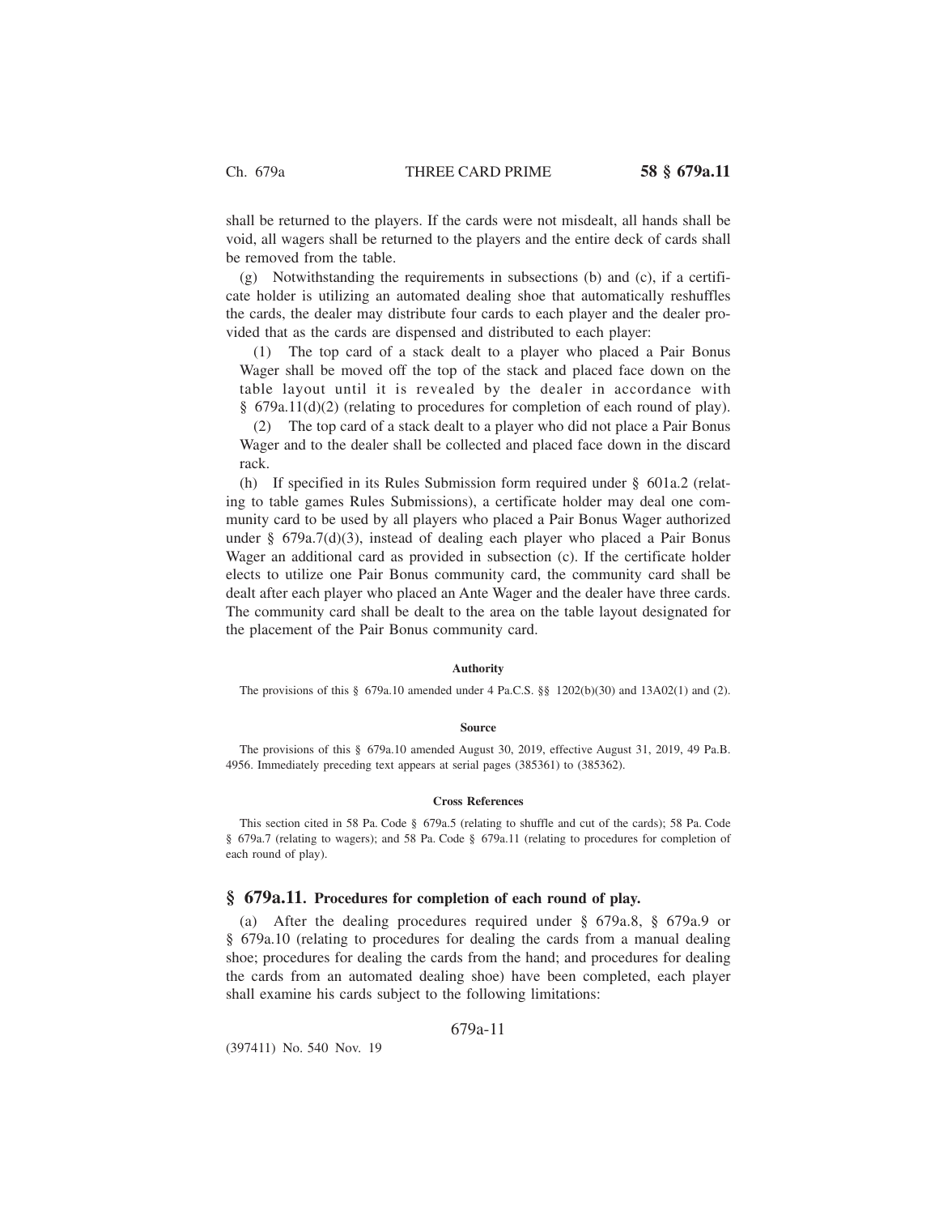shall be returned to the players. If the cards were not misdealt, all hands shall be void, all wagers shall be returned to the players and the entire deck of cards shall be removed from the table.

(g) Notwithstanding the requirements in subsections (b) and (c), if a certificate holder is utilizing an automated dealing shoe that automatically reshuffles the cards, the dealer may distribute four cards to each player and the dealer provided that as the cards are dispensed and distributed to each player:

(1) The top card of a stack dealt to a player who placed a Pair Bonus Wager shall be moved off the top of the stack and placed face down on the table layout until it is revealed by the dealer in accordance with § 679a.11(d)(2) (relating to procedures for completion of each round of play).

(2) The top card of a stack dealt to a player who did not place a Pair Bonus Wager and to the dealer shall be collected and placed face down in the discard rack.

(h) If specified in its Rules Submission form required under § 601a.2 (relating to table games Rules Submissions), a certificate holder may deal one community card to be used by all players who placed a Pair Bonus Wager authorized under § 679a.7(d)(3), instead of dealing each player who placed a Pair Bonus Wager an additional card as provided in subsection (c). If the certificate holder elects to utilize one Pair Bonus community card, the community card shall be dealt after each player who placed an Ante Wager and the dealer have three cards. The community card shall be dealt to the area on the table layout designated for the placement of the Pair Bonus community card.

**Authority**

The provisions of this § 679a.10 amended under 4 Pa.C.S. §§ 1202(b)(30) and 13A02(1) and (2).

**Source**

The provisions of this § 679a.10 amended August 30, 2019, effective August 31, 2019, 49 Pa.B. 4956. Immediately preceding text appears at serial pages (385361) to (385362).

**Cross References**

This section cited in 58 Pa. Code § 679a.5 (relating to shuffle and cut of the cards); 58 Pa. Code § 679a.7 (relating to wagers); and 58 Pa. Code § 679a.11 (relating to procedures for completion of each round of play).

## § 679a.11. Procedures for completion of each round of play.

(a) After the dealing procedures required under § 679a.8, § 679a.9 or § 679a.10 (relating to procedures for dealing the cards from a manual dealing shoe; procedures for dealing the cards from the hand; and procedures for dealing the cards from an automated dealing shoe) have been completed, each player shall examine his cards subject to the following limitations: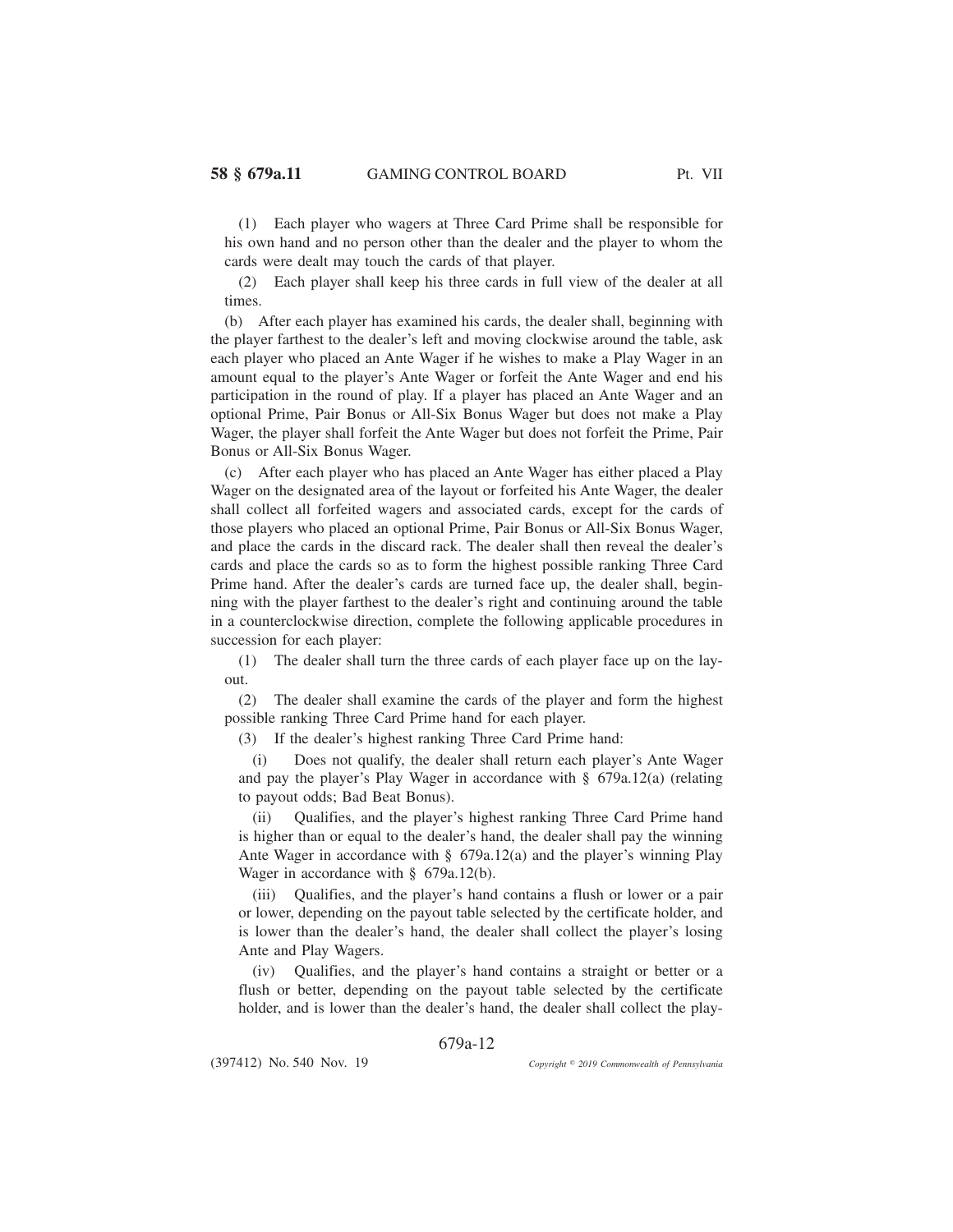(1) Each player who wagers at Three Card Prime shall be responsible for his own hand and no person other than the dealer and the player to whom the cards were dealt may touch the cards of that player.

(2) Each player shall keep his three cards in full view of the dealer at all times.

(b) After each player has examined his cards, the dealer shall, beginning with the player farthest to the dealer's left and moving clockwise around the table, ask each player who placed an Ante Wager if he wishes to make a Play Wager in an amount equal to the player's Ante Wager or forfeit the Ante Wager and end his participation in the round of play. If a player has placed an Ante Wager and an optional Prime, Pair Bonus or All-Six Bonus Wager but does not make a Play Wager, the player shall forfeit the Ante Wager but does not forfeit the Prime, Pair Bonus or All-Six Bonus Wager.

(c) After each player who has placed an Ante Wager has either placed a Play Wager on the designated area of the layout or forfeited his Ante Wager, the dealer shall collect all forfeited wagers and associated cards, except for the cards of those players who placed an optional Prime, Pair Bonus or All-Six Bonus Wager, and place the cards in the discard rack. The dealer shall then reveal the dealer's cards and place the cards so as to form the highest possible ranking Three Card Prime hand. After the dealer's cards are turned face up, the dealer shall, beginning with the player farthest to the dealer's right and continuing around the table in a counterclockwise direction, complete the following applicable procedures in succession for each player:

(1) The dealer shall turn the three cards of each player face up on the layout.

(2) The dealer shall examine the cards of the player and form the highest possible ranking Three Card Prime hand for each player.

(3) If the dealer's highest ranking Three Card Prime hand:

(i) Does not qualify, the dealer shall return each player's Ante Wager and pay the player's Play Wager in accordance with § 679a.12(a) (relating to payout odds; Bad Beat Bonus).

(ii) Qualifies, and the player's highest ranking Three Card Prime hand is higher than or equal to the dealer's hand, the dealer shall pay the winning Ante Wager in accordance with § 679a.12(a) and the player's winning Play Wager in accordance with § 679a.12(b).

(iii) Qualifies, and the player's hand contains a flush or lower or a pair or lower, depending on the payout table selected by the certificate holder, and is lower than the dealer's hand, the dealer shall collect the player's losing Ante and Play Wagers.

(iv) Qualifies, and the player's hand contains a straight or better or a flush or better, depending on the payout table selected by the certificate holder, and is lower than the dealer's hand, the dealer shall collect the play-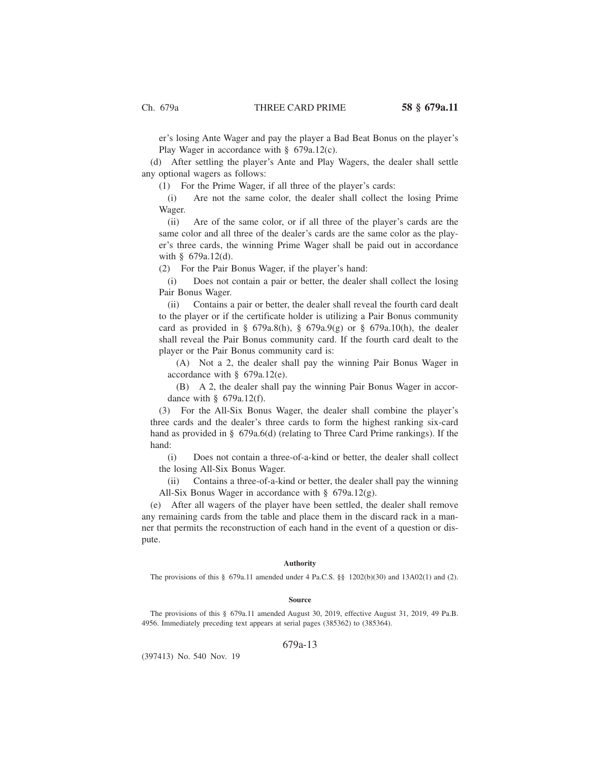er's losing Ante Wager and pay the player a Bad Beat Bonus on the player's Play Wager in accordance with § 679a.12(c).

(d) After settling the player's Ante and Play Wagers, the dealer shall settle any optional wagers as follows:

(1) For the Prime Wager, if all three of the player's cards:

(i) Are not the same color, the dealer shall collect the losing Prime Wager.

(ii) Are of the same color, or if all three of the player's cards are the same color and all three of the dealer's cards are the same color as the player's three cards, the winning Prime Wager shall be paid out in accordance with § 679a.12(d).

(2) For the Pair Bonus Wager, if the player's hand:

(i) Does not contain a pair or better, the dealer shall collect the losing Pair Bonus Wager.

(ii) Contains a pair or better, the dealer shall reveal the fourth card dealt to the player or if the certificate holder is utilizing a Pair Bonus community card as provided in § 679a.8(h), § 679a.9(g) or § 679a.10(h), the dealer shall reveal the Pair Bonus community card. If the fourth card dealt to the player or the Pair Bonus community card is:

(A) Not a 2, the dealer shall pay the winning Pair Bonus Wager in accordance with § 679a.12(e).

(B) A 2, the dealer shall pay the winning Pair Bonus Wager in accordance with § 679a.12(f).

(3) For the All-Six Bonus Wager, the dealer shall combine the player's three cards and the dealer's three cards to form the highest ranking six-card hand as provided in § 679a.6(d) (relating to Three Card Prime rankings). If the hand:

(i) Does not contain a three-of-a-kind or better, the dealer shall collect the losing All-Six Bonus Wager.

(ii) Contains a three-of-a-kind or better, the dealer shall pay the winning All-Six Bonus Wager in accordance with § 679a.12(g).

(e) After all wagers of the player have been settled, the dealer shall remove any remaining cards from the table and place them in the discard rack in a manner that permits the reconstruction of each hand in the event of a question or dispute.

#### Authority

The provisions of this § 679a.11 amended under 4 Pa.C.S. §§ 1202(b)(30) and 13A02(1) and (2).

#### Source

The provisions of this § 679a.11 amended August 30, 2019, effective August 31, 2019, 49 Pa.B. 4956. Immediately preceding text appears at serial pages (385362) to (385364).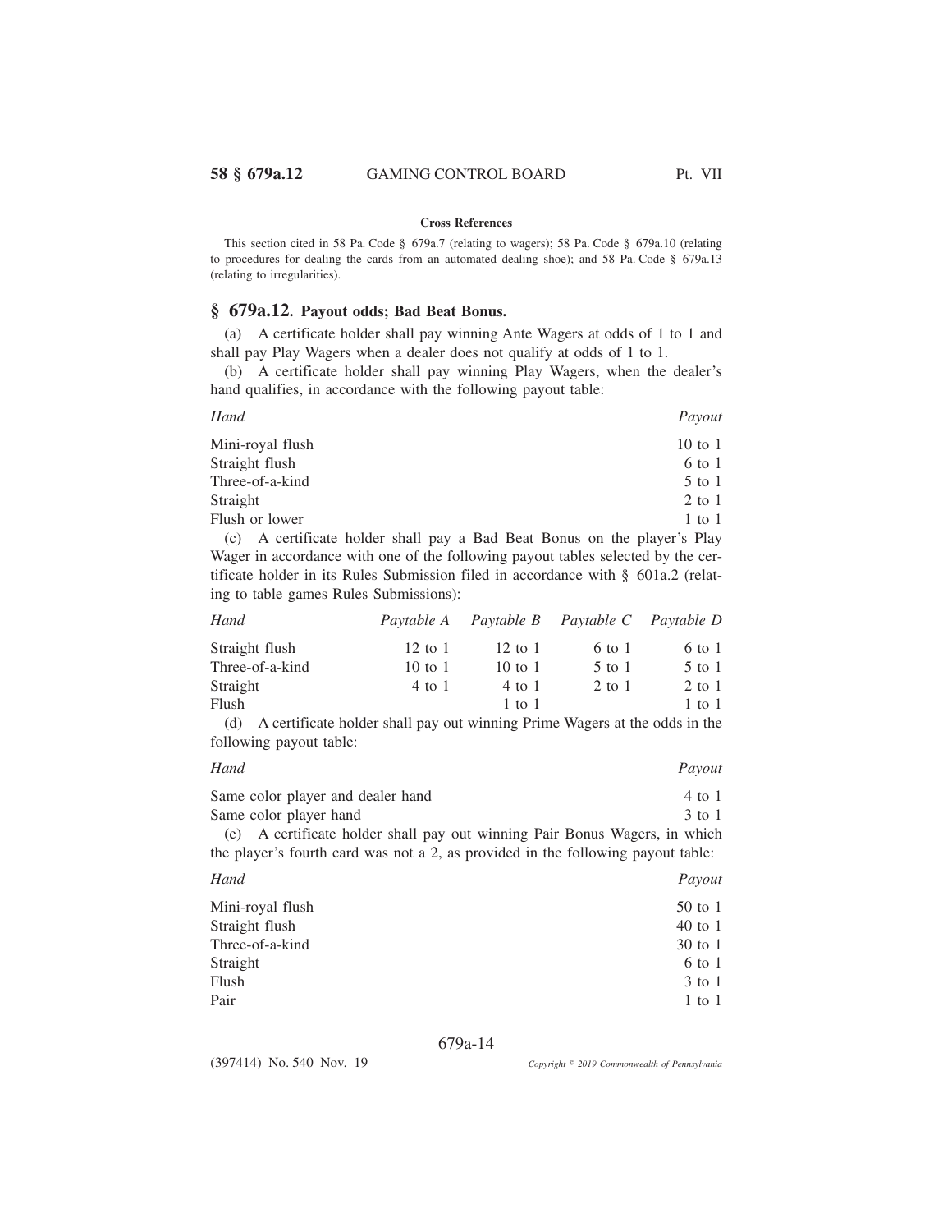**Cross References**

This section cited in 58 Pa. Code § 679a.7 (relating to wagers); 58 Pa. Code § 679a.10 (relating to procedures for dealing the cards from an automated dealing shoe); and 58 Pa. Code § 679a.13 (relating to irregularities).

## § 679a.12. Payout odds; Bad Beat Bonus.

(a) A certificate holder shall pay winning Ante Wagers at odds of 1 to 1 and shall pay Play Wagers when a dealer does not qualify at odds of 1 to 1.

(b) A certificate holder shall pay winning Play Wagers, when the dealer's hand qualifies, in accordance with the following payout table:

| *Hand* | *Payout* |
|---|---|
| Mini-royal flush | 10 to 1 |
| Straight flush | 6 to 1 |
| Three-of-a-kind | 5 to 1 |
| Straight | 2 to 1 |
| Flush or lower | 1 to 1 |

(c) A certificate holder shall pay a Bad Beat Bonus on the player's Play Wager in accordance with one of the following payout tables selected by the certificate holder in its Rules Submission filed in accordance with § 601a.2 (relating to table games Rules Submissions):

| *Hand* | *Paytable A* | *Paytable B* | *Paytable C* | *Paytable D* |
|---|---|---|---|---|
| Straight flush | 12 to 1 | 12 to 1 | 6 to 1 | 6 to 1 |
| Three-of-a-kind | 10 to 1 | 10 to 1 | 5 to 1 | 5 to 1 |
| Straight | 4 to 1 | 4 to 1 | 2 to 1 | 2 to 1 |
| Flush | | 1 to 1 | | 1 to 1 |

(d) A certificate holder shall pay out winning Prime Wagers at the odds in the following payout table:

| *Hand* | *Payout* |
|---|---|
| Same color player and dealer hand | 4 to 1 |
| Same color player hand | 3 to 1 |

(e) A certificate holder shall pay out winning Pair Bonus Wagers, in which the player's fourth card was not a 2, as provided in the following payout table:

| *Hand* | *Payout* |
|---|---|
| Mini-royal flush | 50 to 1 |
| Straight flush | 40 to 1 |
| Three-of-a-kind | 30 to 1 |
| Straight | 6 to 1 |
| Flush | 3 to 1 |
| Pair | 1 to 1 |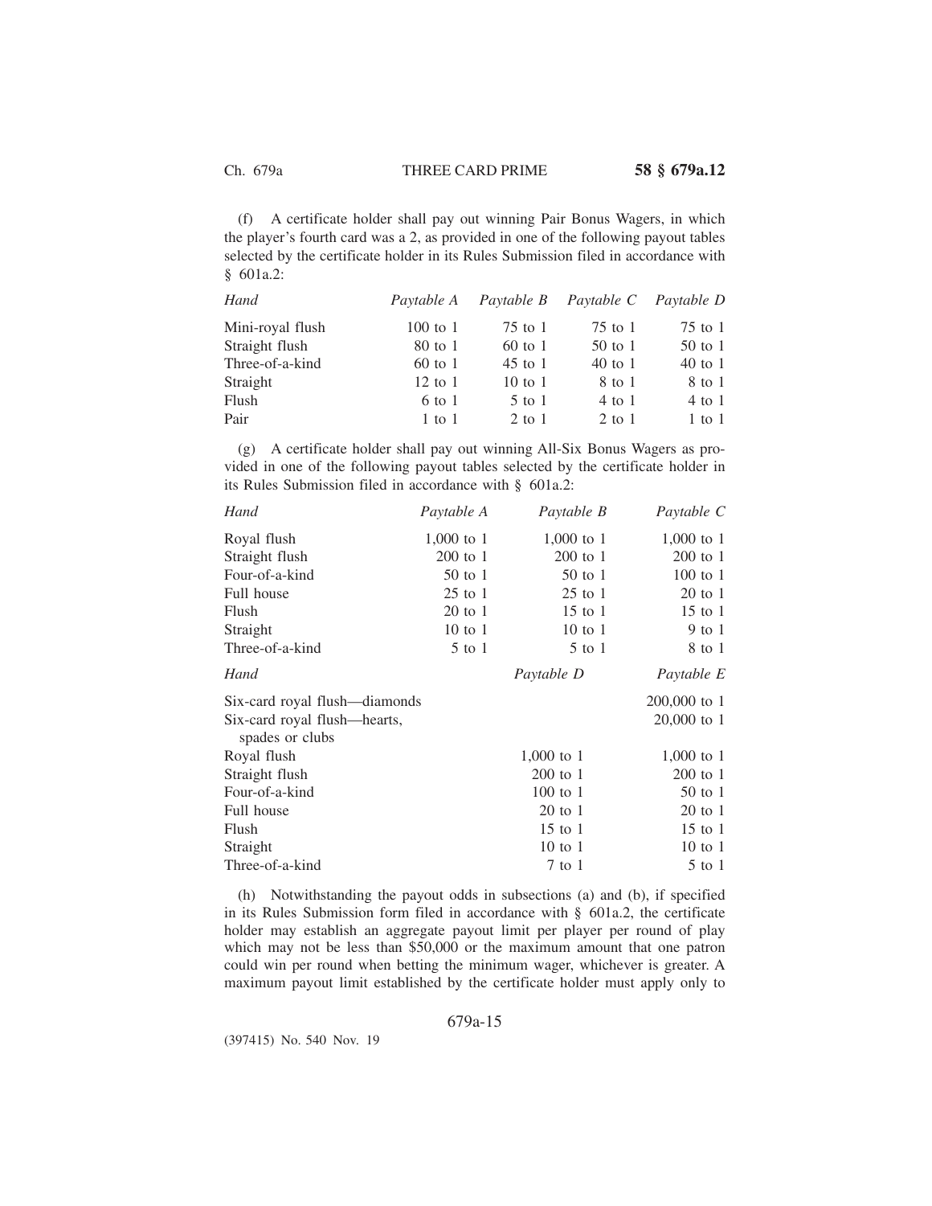(f) A certificate holder shall pay out winning Pair Bonus Wagers, in which the player's fourth card was a 2, as provided in one of the following payout tables selected by the certificate holder in its Rules Submission filed in accordance with § 601a.2:

| *Hand* | *Paytable A* | *Paytable B* | *Paytable C* | *Paytable D* |
|---|---|---|---|---|
| Mini-royal flush | 100 to 1 | 75 to 1 | 75 to 1 | 75 to 1 |
| Straight flush | 80 to 1 | 60 to 1 | 50 to 1 | 50 to 1 |
| Three-of-a-kind | 60 to 1 | 45 to 1 | 40 to 1 | 40 to 1 |
| Straight | 12 to 1 | 10 to 1 | 8 to 1 | 8 to 1 |
| Flush | 6 to 1 | 5 to 1 | 4 to 1 | 4 to 1 |
| Pair | 1 to 1 | 2 to 1 | 2 to 1 | 1 to 1 |

(g) A certificate holder shall pay out winning All-Six Bonus Wagers as provided in one of the following payout tables selected by the certificate holder in its Rules Submission filed in accordance with § 601a.2:

| *Hand* | *Paytable A* | *Paytable B* | *Paytable C* |
|---|---|---|---|
| Royal flush | 1,000 to 1 | 1,000 to 1 | 1,000 to 1 |
| Straight flush | 200 to 1 | 200 to 1 | 200 to 1 |
| Four-of-a-kind | 50 to 1 | 50 to 1 | 100 to 1 |
| Full house | 25 to 1 | 25 to 1 | 20 to 1 |
| Flush | 20 to 1 | 15 to 1 | 15 to 1 |
| Straight | 10 to 1 | 10 to 1 | 9 to 1 |
| Three-of-a-kind | 5 to 1 | 5 to 1 | 8 to 1 |

| *Hand* | *Paytable D* | *Paytable E* |
|---|---|---|
| Six-card royal flush—diamonds | | 200,000 to 1 |
| Six-card royal flush—hearts, spades or clubs | | 20,000 to 1 |
| Royal flush | 1,000 to 1 | 1,000 to 1 |
| Straight flush | 200 to 1 | 200 to 1 |
| Four-of-a-kind | 100 to 1 | 50 to 1 |
| Full house | 20 to 1 | 20 to 1 |
| Flush | 15 to 1 | 15 to 1 |
| Straight | 10 to 1 | 10 to 1 |
| Three-of-a-kind | 7 to 1 | 5 to 1 |

(h) Notwithstanding the payout odds in subsections (a) and (b), if specified in its Rules Submission form filed in accordance with § 601a.2, the certificate holder may establish an aggregate payout limit per player per round of play which may not be less than $50,000 or the maximum amount that one patron could win per round when betting the minimum wager, whichever is greater. A maximum payout limit established by the certificate holder must apply only to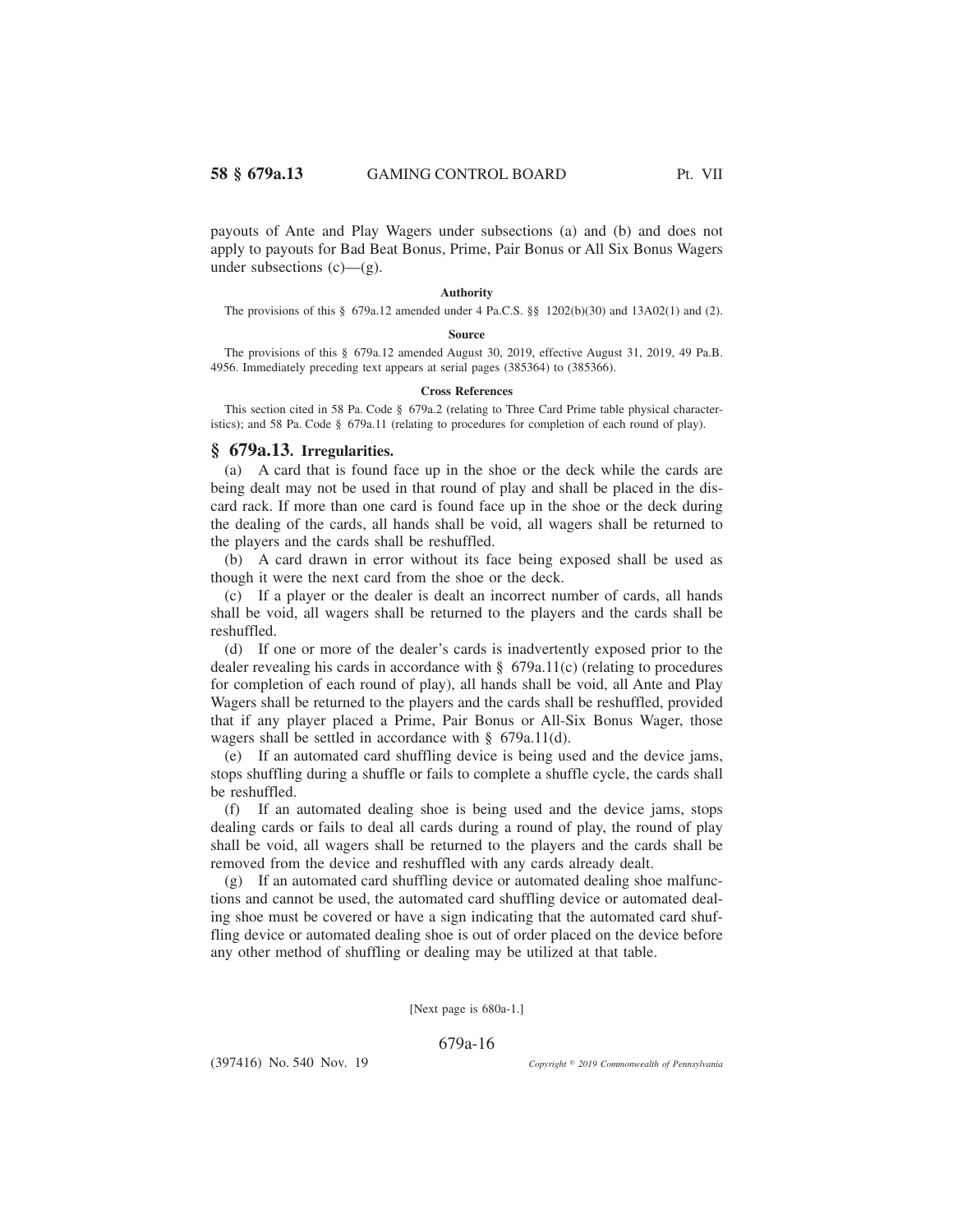payouts of Ante and Play Wagers under subsections (a) and (b) and does not apply to payouts for Bad Beat Bonus, Prime, Pair Bonus or All Six Bonus Wagers under subsections (c)—(g).

**Authority**

The provisions of this § 679a.12 amended under 4 Pa.C.S. §§ 1202(b)(30) and 13A02(1) and (2).

**Source**

The provisions of this § 679a.12 amended August 30, 2019, effective August 31, 2019, 49 Pa.B. 4956. Immediately preceding text appears at serial pages (385364) to (385366).

**Cross References**

This section cited in 58 Pa. Code § 679a.2 (relating to Three Card Prime table physical characteristics); and 58 Pa. Code § 679a.11 (relating to procedures for completion of each round of play).

## § 679a.13. Irregularities.

(a) A card that is found face up in the shoe or the deck while the cards are being dealt may not be used in that round of play and shall be placed in the discard rack. If more than one card is found face up in the shoe or the deck during the dealing of the cards, all hands shall be void, all wagers shall be returned to the players and the cards shall be reshuffled.

(b) A card drawn in error without its face being exposed shall be used as though it were the next card from the shoe or the deck.

(c) If a player or the dealer is dealt an incorrect number of cards, all hands shall be void, all wagers shall be returned to the players and the cards shall be reshuffled.

(d) If one or more of the dealer's cards is inadvertently exposed prior to the dealer revealing his cards in accordance with § 679a.11(c) (relating to procedures for completion of each round of play), all hands shall be void, all Ante and Play Wagers shall be returned to the players and the cards shall be reshuffled, provided that if any player placed a Prime, Pair Bonus or All-Six Bonus Wager, those wagers shall be settled in accordance with § 679a.11(d).

(e) If an automated card shuffling device is being used and the device jams, stops shuffling during a shuffle or fails to complete a shuffle cycle, the cards shall be reshuffled.

(f) If an automated dealing shoe is being used and the device jams, stops dealing cards or fails to deal all cards during a round of play, the round of play shall be void, all wagers shall be returned to the players and the cards shall be removed from the device and reshuffled with any cards already dealt.

(g) If an automated card shuffling device or automated dealing shoe malfunctions and cannot be used, the automated card shuffling device or automated dealing shoe must be covered or have a sign indicating that the automated card shuffling device or automated dealing shoe is out of order placed on the device before any other method of shuffling or dealing may be utilized at that table.

[Next page is 680a-1.]